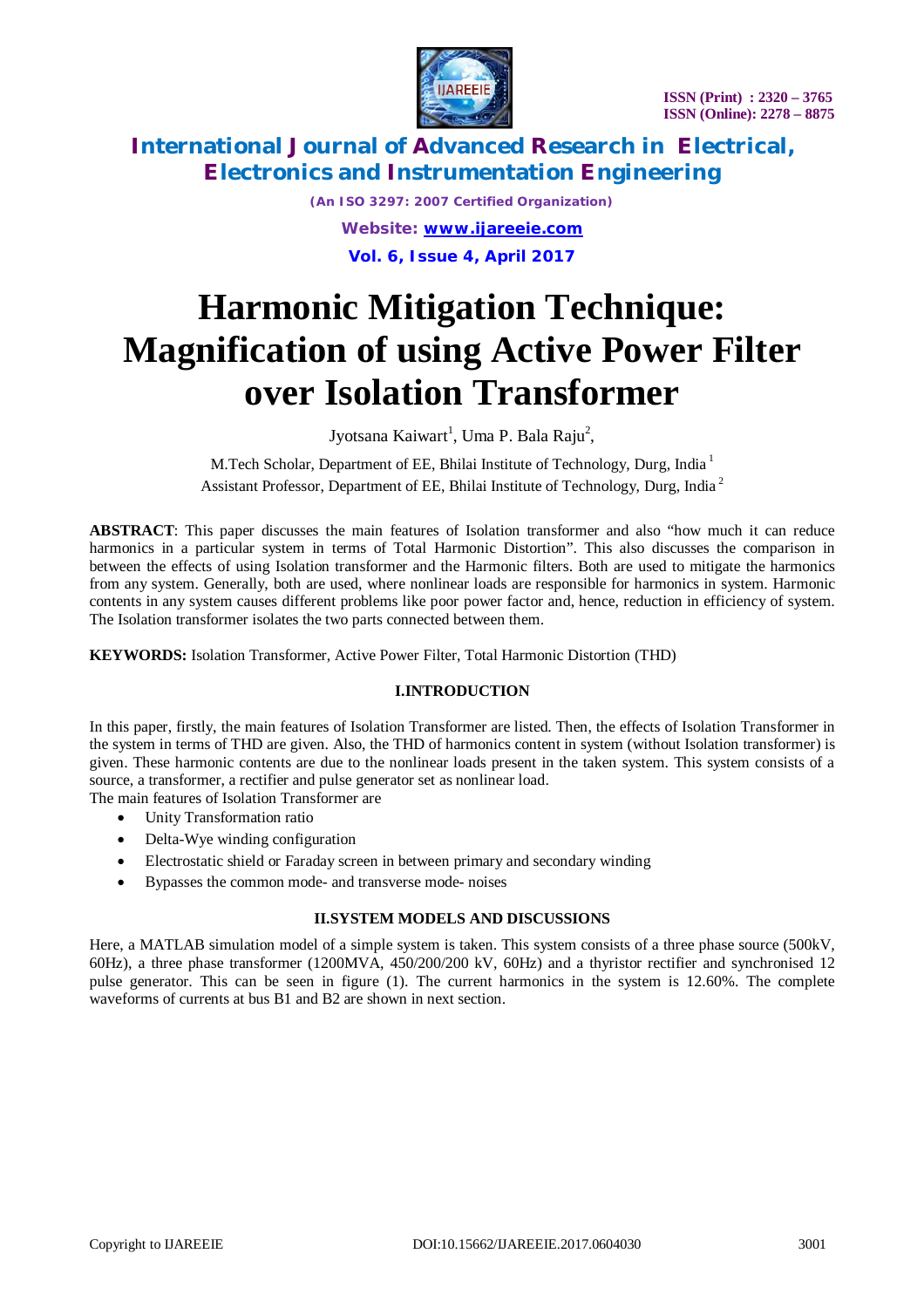# Harmonic Mitigation Technique: Magnification of using Active Power Filter over Isolation Transformer

Jyotsana Kaiwart[1], Uma P. Bala Raju[2],

M.Tech Scholar, Department of EE, Bhilai Institute of Technology, Durg, India [1]
Assistant Professor, Department of EE, Bhilai Institute of Technology, Durg, India [2]

**ABSTRACT**: This paper discusses the main features of Isolation transformer and also "how much it can reduce harmonics in a particular system in terms of Total Harmonic Distortion". This also discusses the comparison in between the effects of using Isolation transformer and the Harmonic filters. Both are used to mitigate the harmonics from any system. Generally, both are used, where nonlinear loads are responsible for harmonics in system. Harmonic contents in any system causes different problems like poor power factor and, hence, reduction in efficiency of system. The Isolation transformer isolates the two parts connected between them.

**KEYWORDS:** Isolation Transformer, Active Power Filter, Total Harmonic Distortion (THD)

## I.INTRODUCTION

In this paper, firstly, the main features of Isolation Transformer are listed. Then, the effects of Isolation Transformer in the system in terms of THD are given. Also, the THD of harmonics content in system (without Isolation transformer) is given. These harmonic contents are due to the nonlinear loads present in the taken system. This system consists of a source, a transformer, a rectifier and pulse generator set as nonlinear load.

The main features of Isolation Transformer are

- Unity Transformation ratio
- Delta-Wye winding configuration
- Electrostatic shield or Faraday screen in between primary and secondary winding
- Bypasses the common mode- and transverse mode- noises

## II.SYSTEM MODELS AND DISCUSSIONS

Here, a MATLAB simulation model of a simple system is taken. This system consists of a three phase source (500kV, 60Hz), a three phase transformer (1200MVA, 450/200/200 kV, 60Hz) and a thyristor rectifier and synchronised 12 pulse generator. This can be seen in figure (1). The current harmonics in the system is 12.60%. The complete waveforms of currents at bus B1 and B2 are shown in next section.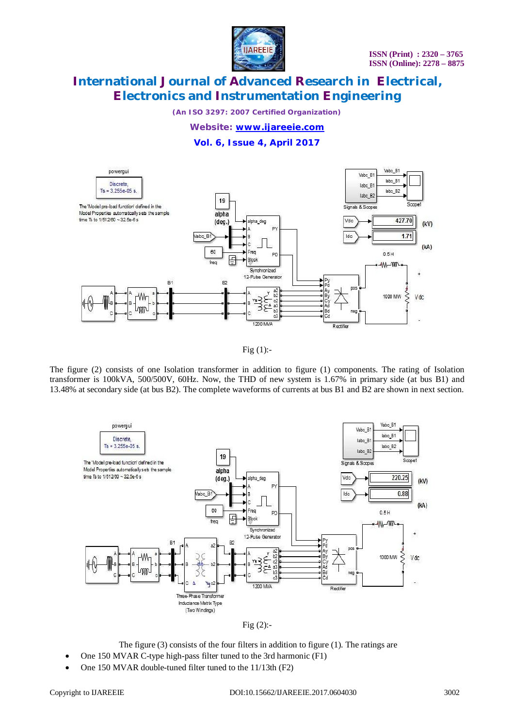Fig (1):-

The figure (2) consists of one Isolation transformer in addition to figure (1) components. The rating of Isolation transformer is 100kVA, 500/500V, 60Hz. Now, the THD of new system is 1.67% in primary side (at bus B1) and 13.48% at secondary side (at bus B2). The complete waveforms of currents at bus B1 and B2 are shown in next section.

Fig (2):-

The figure (3) consists of the four filters in addition to figure (1). The ratings are

- One 150 MVAR C-type high-pass filter tuned to the 3rd harmonic (F1)
- One 150 MVAR double-tuned filter tuned to the 11/13th (F2)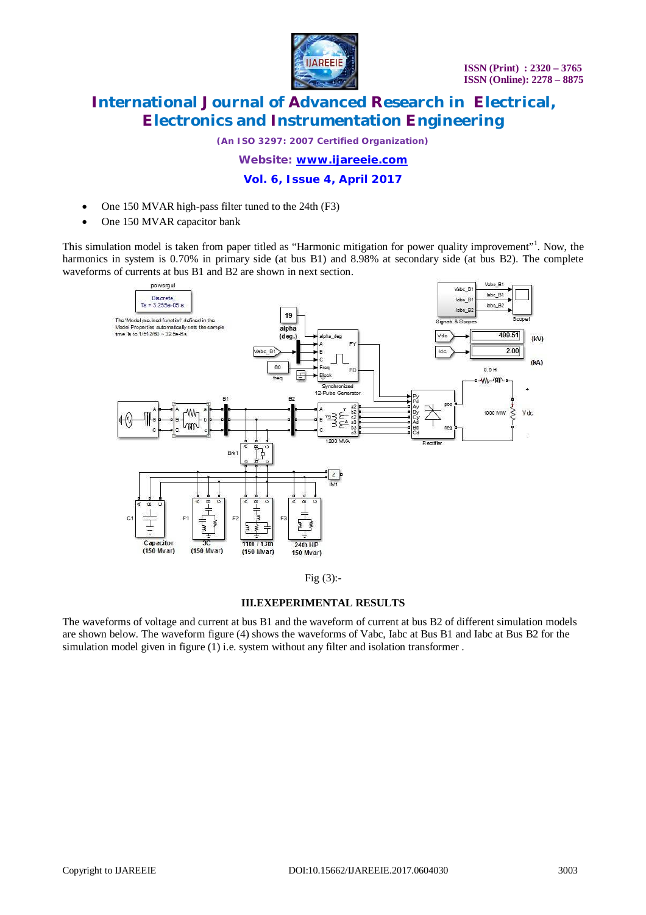- One 150 MVAR high-pass filter tuned to the 24th (F3)
- One 150 MVAR capacitor bank

This simulation model is taken from paper titled as "Harmonic mitigation for power quality improvement"[1]. Now, the harmonics in system is 0.70% in primary side (at bus B1) and 8.98% at secondary side (at bus B2). The complete waveforms of currents at bus B1 and B2 are shown in next section.

Fig (3):-

### III.EXEPERIMENTAL RESULTS

The waveforms of voltage and current at bus B1 and the waveform of current at bus B2 of different simulation models are shown below. The waveform figure (4) shows the waveforms of Vabc, Iabc at Bus B1 and Iabc at Bus B2 for the simulation model given in figure (1) i.e. system without any filter and isolation transformer .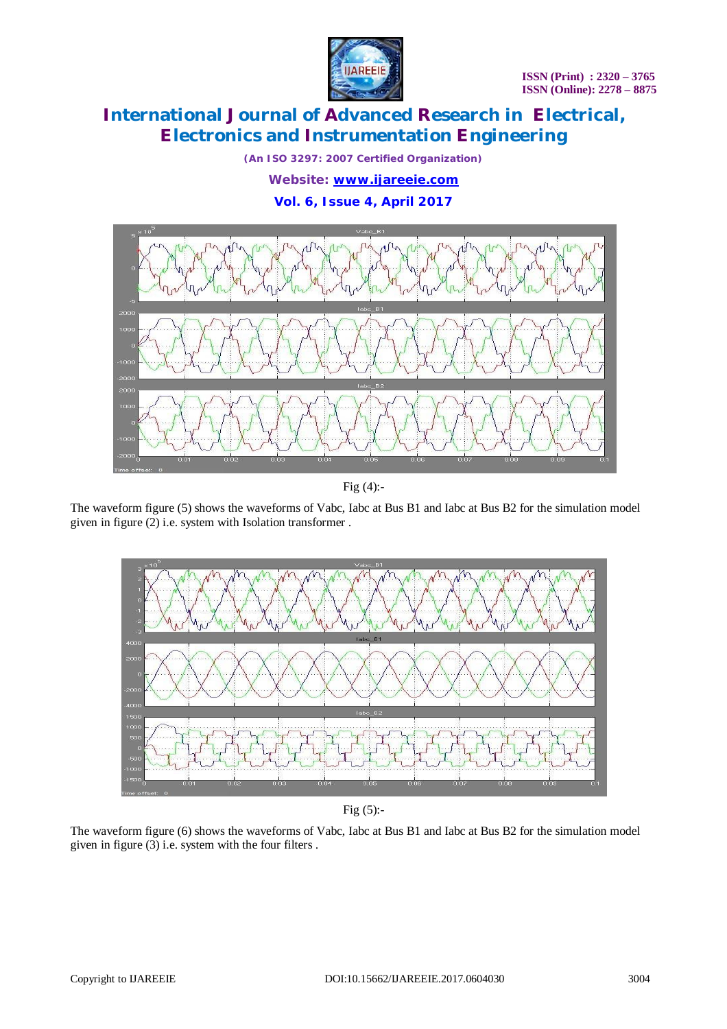Fig (4):-

The waveform figure (5) shows the waveforms of Vabc, Iabc at Bus B1 and Iabc at Bus B2 for the simulation model given in figure (2) i.e. system with Isolation transformer .

Fig (5):-

The waveform figure (6) shows the waveforms of Vabc, Iabc at Bus B1 and Iabc at Bus B2 for the simulation model given in figure (3) i.e. system with the four filters .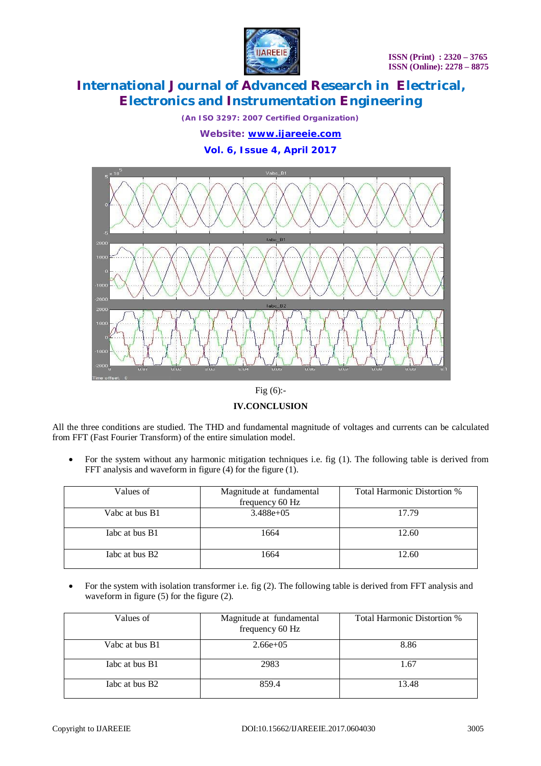Fig (6):-

## IV.CONCLUSION

All the three conditions are studied. The THD and fundamental magnitude of voltages and currents can be calculated from FFT (Fast Fourier Transform) of the entire simulation model.

- For the system without any harmonic mitigation techniques i.e. fig (1). The following table is derived from FFT analysis and waveform in figure (4) for the figure (1).

| Values of | Magnitude at fundamental frequency 60 Hz | Total Harmonic Distortion % |
|---|---|---|
| Vabc at bus B1 | 3.488e+05 | 17.79 |
| Iabc at bus B1 | 1664 | 12.60 |
| Iabc at bus B2 | 1664 | 12.60 |

- For the system with isolation transformer i.e. fig (2). The following table is derived from FFT analysis and waveform in figure (5) for the figure (2).

| Values of | Magnitude at fundamental frequency 60 Hz | Total Harmonic Distortion % |
|---|---|---|
| Vabc at bus B1 | 2.66e+05 | 8.86 |
| Iabc at bus B1 | 2983 | 1.67 |
| Iabc at bus B2 | 859.4 | 13.48 |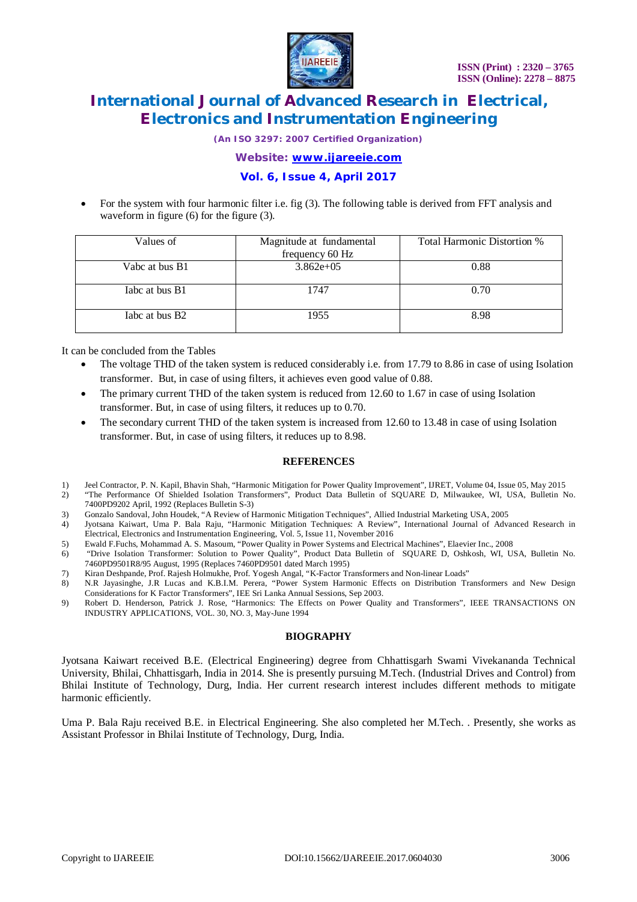- For the system with four harmonic filter i.e. fig (3). The following table is derived from FFT analysis and waveform in figure (6) for the figure (3).

| Values of | Magnitude at fundamental frequency 60 Hz | Total Harmonic Distortion % |
|---|---|---|
| Vabc at bus B1 | 3.862e+05 | 0.88 |
| Iabc at bus B1 | 1747 | 0.70 |
| Iabc at bus B2 | 1955 | 8.98 |

It can be concluded from the Tables

- The voltage THD of the taken system is reduced considerably i.e. from 17.79 to 8.86 in case of using Isolation transformer. But, in case of using filters, it achieves even good value of 0.88.
- The primary current THD of the taken system is reduced from 12.60 to 1.67 in case of using Isolation transformer. But, in case of using filters, it reduces up to 0.70.
- The secondary current THD of the taken system is increased from 12.60 to 13.48 in case of using Isolation transformer. But, in case of using filters, it reduces up to 8.98.

## REFERENCES

1) Jeel Contractor, P. N. Kapil, Bhavin Shah, "Harmonic Mitigation for Power Quality Improvement", IJRET, Volume 04, Issue 05, May 2015
2) "The Performance Of Shielded Isolation Transformers", Product Data Bulletin of SQUARE D, Milwaukee, WI, USA, Bulletin No. 7400PD9202 April, 1992 (Replaces Bulletin S-3)
3) Gonzalo Sandoval, John Houdek, "A Review of Harmonic Mitigation Techniques", Allied Industrial Marketing USA, 2005
4) Jyotsana Kaiwart, Uma P. Bala Raju, "Harmonic Mitigation Techniques: A Review", International Journal of Advanced Research in Electrical, Electronics and Instrumentation Engineering, Vol. 5, Issue 11, November 2016
5) Ewald F.Fuchs, Mohammad A. S. Masoum, "Power Quality in Power Systems and Electrical Machines", Elaevier Inc., 2008
6) "Drive Isolation Transformer: Solution to Power Quality", Product Data Bulletin of SQUARE D, Oshkosh, WI, USA, Bulletin No. 7460PD9501R8/95 August, 1995 (Replaces 7460PD9501 dated March 1995)
7) Kiran Deshpande, Prof. Rajesh Holmukhe, Prof. Yogesh Angal, "K-Factor Transformers and Non-linear Loads"
8) N.R Jayasinghe, J.R Lucas and K.B.I.M. Perera, "Power System Harmonic Effects on Distribution Transformers and New Design Considerations for K Factor Transformers", IEE Sri Lanka Annual Sessions, Sep 2003.
9) Robert D. Henderson, Patrick J. Rose, "Harmonics: The Effects on Power Quality and Transformers", IEEE TRANSACTIONS ON INDUSTRY APPLICATIONS, VOL. 30, NO. 3, May-June 1994

## BIOGRAPHY

Jyotsana Kaiwart received B.E. (Electrical Engineering) degree from Chhattisgarh Swami Vivekananda Technical University, Bhilai, Chhattisgarh, India in 2014. She is presently pursuing M.Tech. (Industrial Drives and Control) from Bhilai Institute of Technology, Durg, India. Her current research interest includes different methods to mitigate harmonic efficiently.

Uma P. Bala Raju received B.E. in Electrical Engineering. She also completed her M.Tech. . Presently, she works as Assistant Professor in Bhilai Institute of Technology, Durg, India.